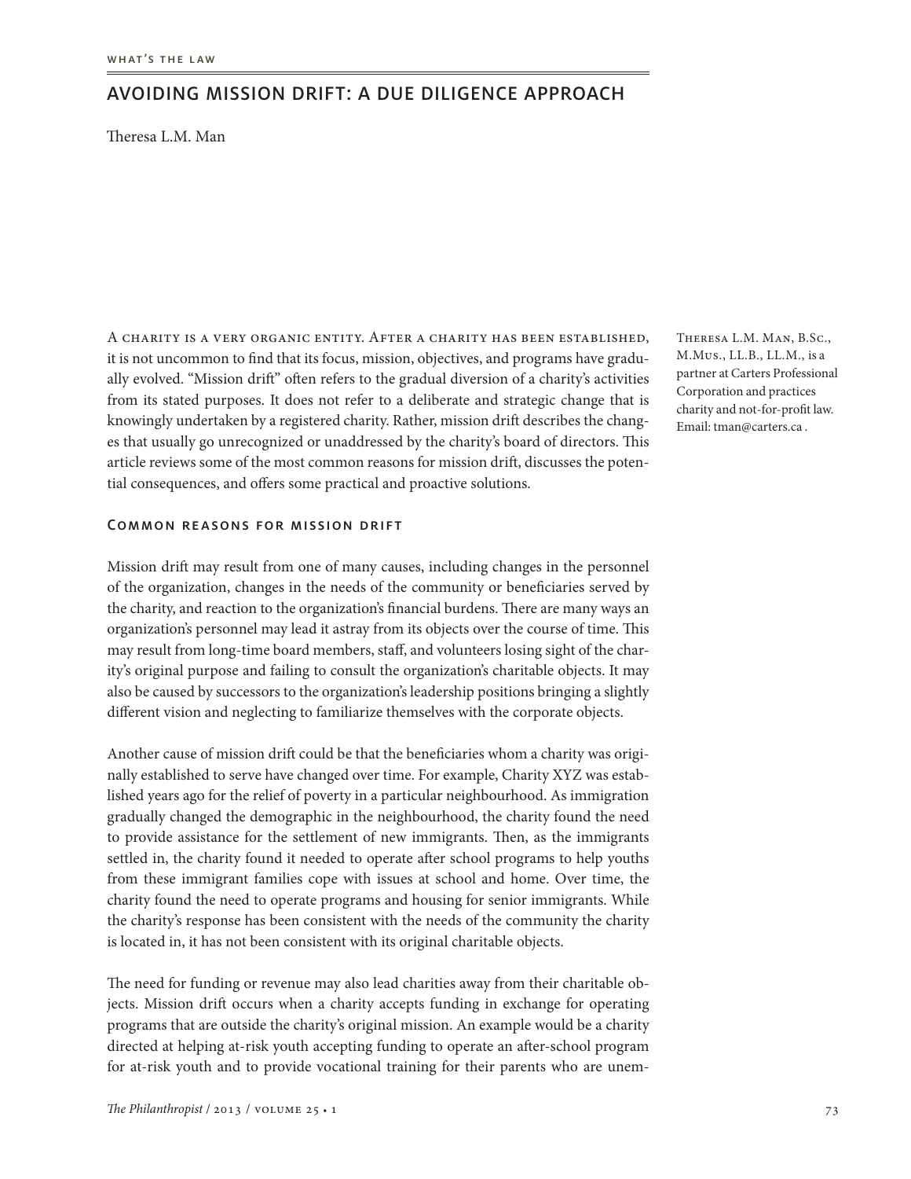# AVOIDING MISSION DRIFT: A DUE DILIGENCE APPROACH

Theresa L.M. Man

Theresa L.M. Man, B.Sc., M.Mus., LL.B., LL.M., is a partner at Carters Professional Corporation and practices charity and not-for-profit law. Email: tman@carters.ca .

A charity is a very organic entity. After a charity has been established, it is not uncommon to find that its focus, mission, objectives, and programs have gradually evolved. "Mission drift" often refers to the gradual diversion of a charity's activities from its stated purposes. It does not refer to a deliberate and strategic change that is knowingly undertaken by a registered charity. Rather, mission drift describes the changes that usually go unrecognized or unaddressed by the charity's board of directors. This article reviews some of the most common reasons for mission drift, discusses the potential consequences, and offers some practical and proactive solutions.

## Common reasons for mission drift

Mission drift may result from one of many causes, including changes in the personnel of the organization, changes in the needs of the community or beneficiaries served by the charity, and reaction to the organization's financial burdens. There are many ways an organization's personnel may lead it astray from its objects over the course of time. This may result from long-time board members, staff, and volunteers losing sight of the charity's original purpose and failing to consult the organization's charitable objects. It may also be caused by successors to the organization's leadership positions bringing a slightly different vision and neglecting to familiarize themselves with the corporate objects.

Another cause of mission drift could be that the beneficiaries whom a charity was originally established to serve have changed over time. For example, Charity XYZ was established years ago for the relief of poverty in a particular neighbourhood. As immigration gradually changed the demographic in the neighbourhood, the charity found the need to provide assistance for the settlement of new immigrants. Then, as the immigrants settled in, the charity found it needed to operate after school programs to help youths from these immigrant families cope with issues at school and home. Over time, the charity found the need to operate programs and housing for senior immigrants. While the charity's response has been consistent with the needs of the community the charity is located in, it has not been consistent with its original charitable objects.

The need for funding or revenue may also lead charities away from their charitable objects. Mission drift occurs when a charity accepts funding in exchange for operating programs that are outside the charity's original mission. An example would be a charity directed at helping at-risk youth accepting funding to operate an after-school program for at-risk youth and to provide vocational training for their parents who are unem-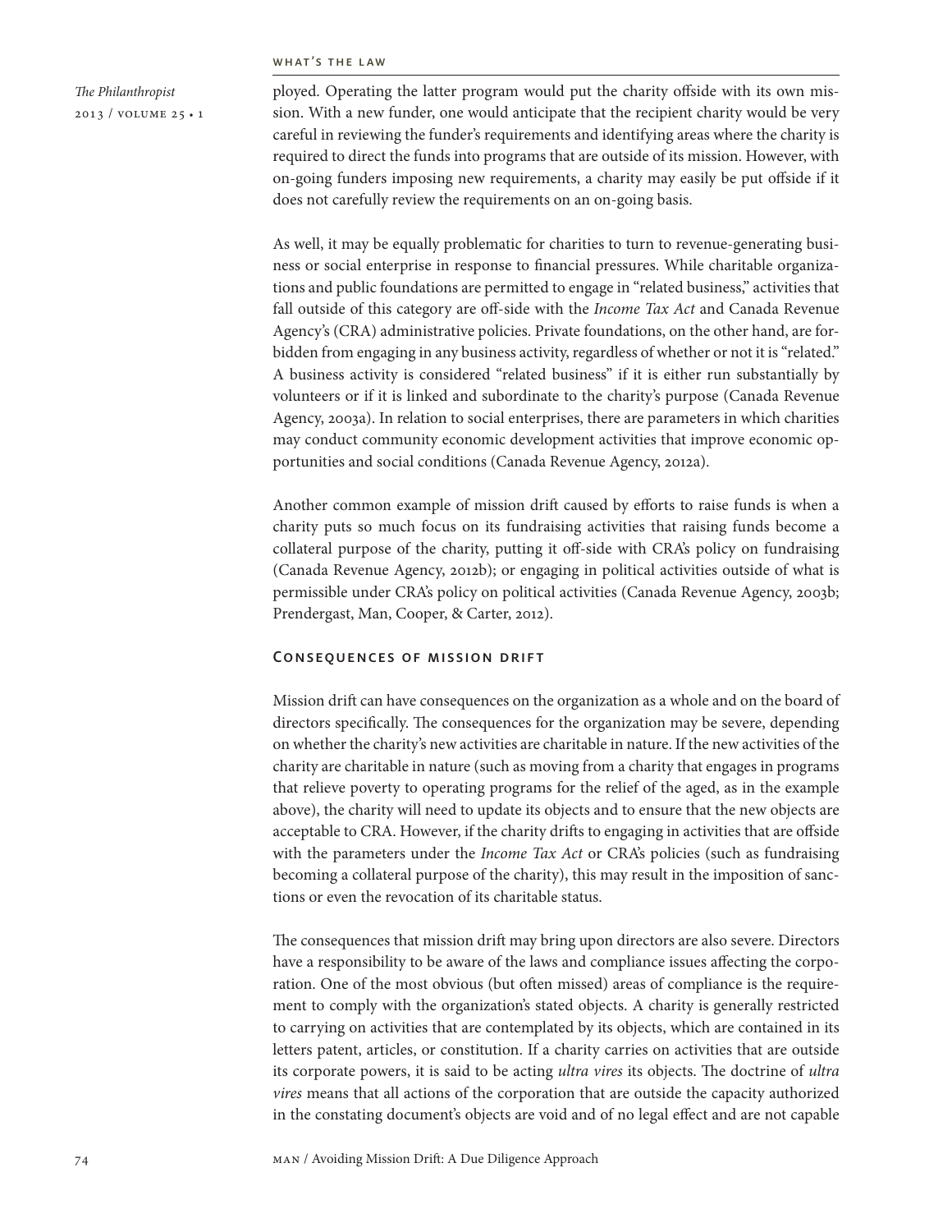ployed. Operating the latter program would put the charity offside with its own mission. With a new funder, one would anticipate that the recipient charity would be very careful in reviewing the funder's requirements and identifying areas where the charity is required to direct the funds into programs that are outside of its mission. However, with on-going funders imposing new requirements, a charity may easily be put offside if it does not carefully review the requirements on an on-going basis.

As well, it may be equally problematic for charities to turn to revenue-generating business or social enterprise in response to financial pressures. While charitable organizations and public foundations are permitted to engage in "related business," activities that fall outside of this category are off-side with the *Income Tax Act* and Canada Revenue Agency's (CRA) administrative policies. Private foundations, on the other hand, are forbidden from engaging in any business activity, regardless of whether or not it is "related." A business activity is considered "related business" if it is either run substantially by volunteers or if it is linked and subordinate to the charity's purpose (Canada Revenue Agency, 2003a). In relation to social enterprises, there are parameters in which charities may conduct community economic development activities that improve economic opportunities and social conditions (Canada Revenue Agency, 2012a).

Another common example of mission drift caused by efforts to raise funds is when a charity puts so much focus on its fundraising activities that raising funds become a collateral purpose of the charity, putting it off-side with CRA's policy on fundraising (Canada Revenue Agency, 2012b); or engaging in political activities outside of what is permissible under CRA's policy on political activities (Canada Revenue Agency, 2003b; Prendergast, Man, Cooper, & Carter, 2012).

## Consequences of mission drift

Mission drift can have consequences on the organization as a whole and on the board of directors specifically. The consequences for the organization may be severe, depending on whether the charity's new activities are charitable in nature. If the new activities of the charity are charitable in nature (such as moving from a charity that engages in programs that relieve poverty to operating programs for the relief of the aged, as in the example above), the charity will need to update its objects and to ensure that the new objects are acceptable to CRA. However, if the charity drifts to engaging in activities that are offside with the parameters under the *Income Tax Act* or CRA's policies (such as fundraising becoming a collateral purpose of the charity), this may result in the imposition of sanctions or even the revocation of its charitable status.

The consequences that mission drift may bring upon directors are also severe. Directors have a responsibility to be aware of the laws and compliance issues affecting the corporation. One of the most obvious (but often missed) areas of compliance is the requirement to comply with the organization's stated objects. A charity is generally restricted to carrying on activities that are contemplated by its objects, which are contained in its letters patent, articles, or constitution. If a charity carries on activities that are outside its corporate powers, it is said to be acting *ultra vires* its objects. The doctrine of *ultra vires* means that all actions of the corporation that are outside the capacity authorized in the constating document's objects are void and of no legal effect and are not capable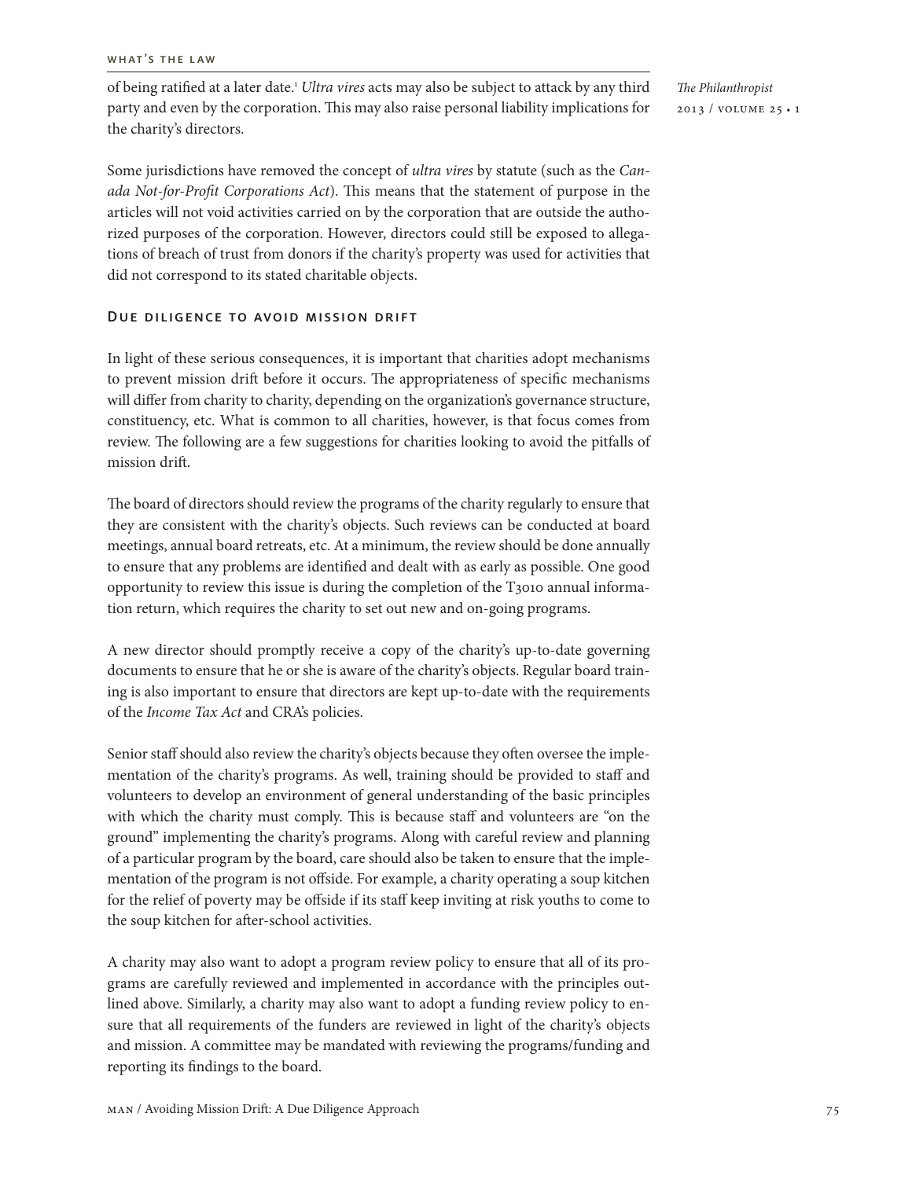of being ratified at a later date.[1] *Ultra vires* acts may also be subject to attack by any third party and even by the corporation. This may also raise personal liability implications for the charity's directors.

Some jurisdictions have removed the concept of *ultra vires* by statute (such as the *Canada Not-for-Profit Corporations Act*). This means that the statement of purpose in the articles will not void activities carried on by the corporation that are outside the authorized purposes of the corporation. However, directors could still be exposed to allegations of breach of trust from donors if the charity's property was used for activities that did not correspond to its stated charitable objects.

## Due diligence to avoid mission drift

In light of these serious consequences, it is important that charities adopt mechanisms to prevent mission drift before it occurs. The appropriateness of specific mechanisms will differ from charity to charity, depending on the organization's governance structure, constituency, etc. What is common to all charities, however, is that focus comes from review. The following are a few suggestions for charities looking to avoid the pitfalls of mission drift.

The board of directors should review the programs of the charity regularly to ensure that they are consistent with the charity's objects. Such reviews can be conducted at board meetings, annual board retreats, etc. At a minimum, the review should be done annually to ensure that any problems are identified and dealt with as early as possible. One good opportunity to review this issue is during the completion of the T3010 annual information return, which requires the charity to set out new and on-going programs.

A new director should promptly receive a copy of the charity's up-to-date governing documents to ensure that he or she is aware of the charity's objects. Regular board training is also important to ensure that directors are kept up-to-date with the requirements of the *Income Tax Act* and CRA's policies.

Senior staff should also review the charity's objects because they often oversee the implementation of the charity's programs. As well, training should be provided to staff and volunteers to develop an environment of general understanding of the basic principles with which the charity must comply. This is because staff and volunteers are "on the ground" implementing the charity's programs. Along with careful review and planning of a particular program by the board, care should also be taken to ensure that the implementation of the program is not offside. For example, a charity operating a soup kitchen for the relief of poverty may be offside if its staff keep inviting at risk youths to come to the soup kitchen for after-school activities.

A charity may also want to adopt a program review policy to ensure that all of its programs are carefully reviewed and implemented in accordance with the principles outlined above. Similarly, a charity may also want to adopt a funding review policy to ensure that all requirements of the funders are reviewed in light of the charity's objects and mission. A committee may be mandated with reviewing the programs/funding and reporting its findings to the board.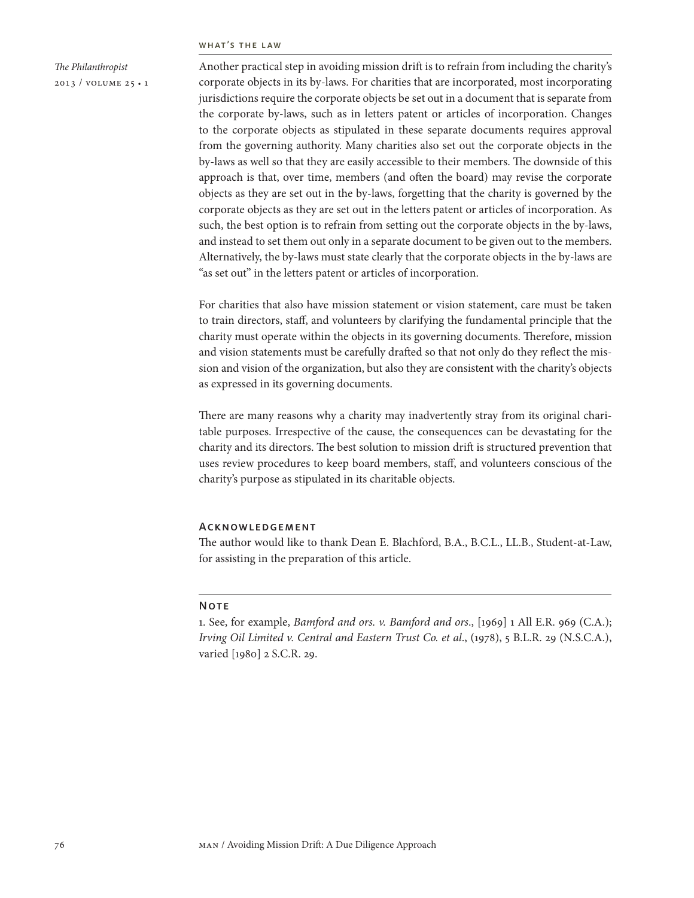Another practical step in avoiding mission drift is to refrain from including the charity's corporate objects in its by-laws. For charities that are incorporated, most incorporating jurisdictions require the corporate objects be set out in a document that is separate from the corporate by-laws, such as in letters patent or articles of incorporation. Changes to the corporate objects as stipulated in these separate documents requires approval from the governing authority. Many charities also set out the corporate objects in the by-laws as well so that they are easily accessible to their members. The downside of this approach is that, over time, members (and often the board) may revise the corporate objects as they are set out in the by-laws, forgetting that the charity is governed by the corporate objects as they are set out in the letters patent or articles of incorporation. As such, the best option is to refrain from setting out the corporate objects in the by-laws, and instead to set them out only in a separate document to be given out to the members. Alternatively, the by-laws must state clearly that the corporate objects in the by-laws are "as set out" in the letters patent or articles of incorporation.

For charities that also have mission statement or vision statement, care must be taken to train directors, staff, and volunteers by clarifying the fundamental principle that the charity must operate within the objects in its governing documents. Therefore, mission and vision statements must be carefully drafted so that not only do they reflect the mission and vision of the organization, but also they are consistent with the charity's objects as expressed in its governing documents.

There are many reasons why a charity may inadvertently stray from its original charitable purposes. Irrespective of the cause, the consequences can be devastating for the charity and its directors. The best solution to mission drift is structured prevention that uses review procedures to keep board members, staff, and volunteers conscious of the charity's purpose as stipulated in its charitable objects.

### Acknowledgement

The author would like to thank Dean E. Blachford, B.A., B.C.L., LL.B., Student-at-Law, for assisting in the preparation of this article.

### Note

1. See, for example, *Bamford and ors. v. Bamford and ors*., [1969] 1 All E.R. 969 (C.A.); *Irving Oil Limited v. Central and Eastern Trust Co. et al*., (1978), 5 B.L.R. 29 (N.S.C.A.), varied [1980] 2 S.C.R. 29.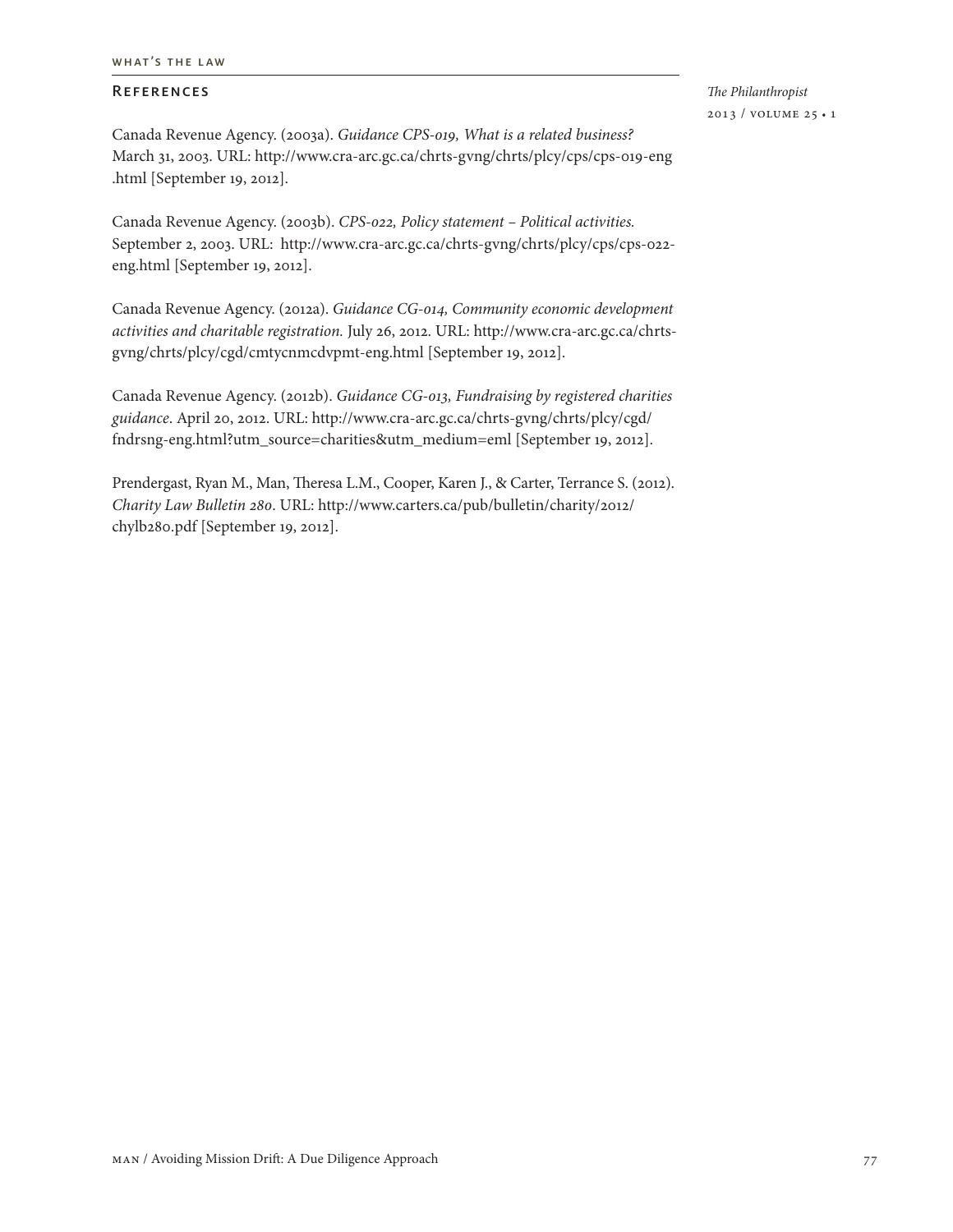## References

Canada Revenue Agency. (2003a). *Guidance CPS-019, What is a related business?* March 31, 2003. URL: http://www.cra-arc.gc.ca/chrts-gvng/chrts/plcy/cps/cps-019-eng.html [September 19, 2012].

Canada Revenue Agency. (2003b). *CPS-022, Policy statement – Political activities.* September 2, 2003. URL: http://www.cra-arc.gc.ca/chrts-gvng/chrts/plcy/cps/cps-022-eng.html [September 19, 2012].

Canada Revenue Agency. (2012a). *Guidance CG-014, Community economic development activities and charitable registration.* July 26, 2012. URL: http://www.cra-arc.gc.ca/chrts-gvng/chrts/plcy/cgd/cmtycnmcdvpmt-eng.html [September 19, 2012].

Canada Revenue Agency. (2012b). *Guidance CG-013, Fundraising by registered charities guidance*. April 20, 2012. URL: http://www.cra-arc.gc.ca/chrts-gvng/chrts/plcy/cgd/fndrsng-eng.html?utm_source=charities&utm_medium=eml [September 19, 2012].

Prendergast, Ryan M., Man, Theresa L.M., Cooper, Karen J., & Carter, Terrance S. (2012). *Charity Law Bulletin 280*. URL: http://www.carters.ca/pub/bulletin/charity/2012/chylb280.pdf [September 19, 2012].